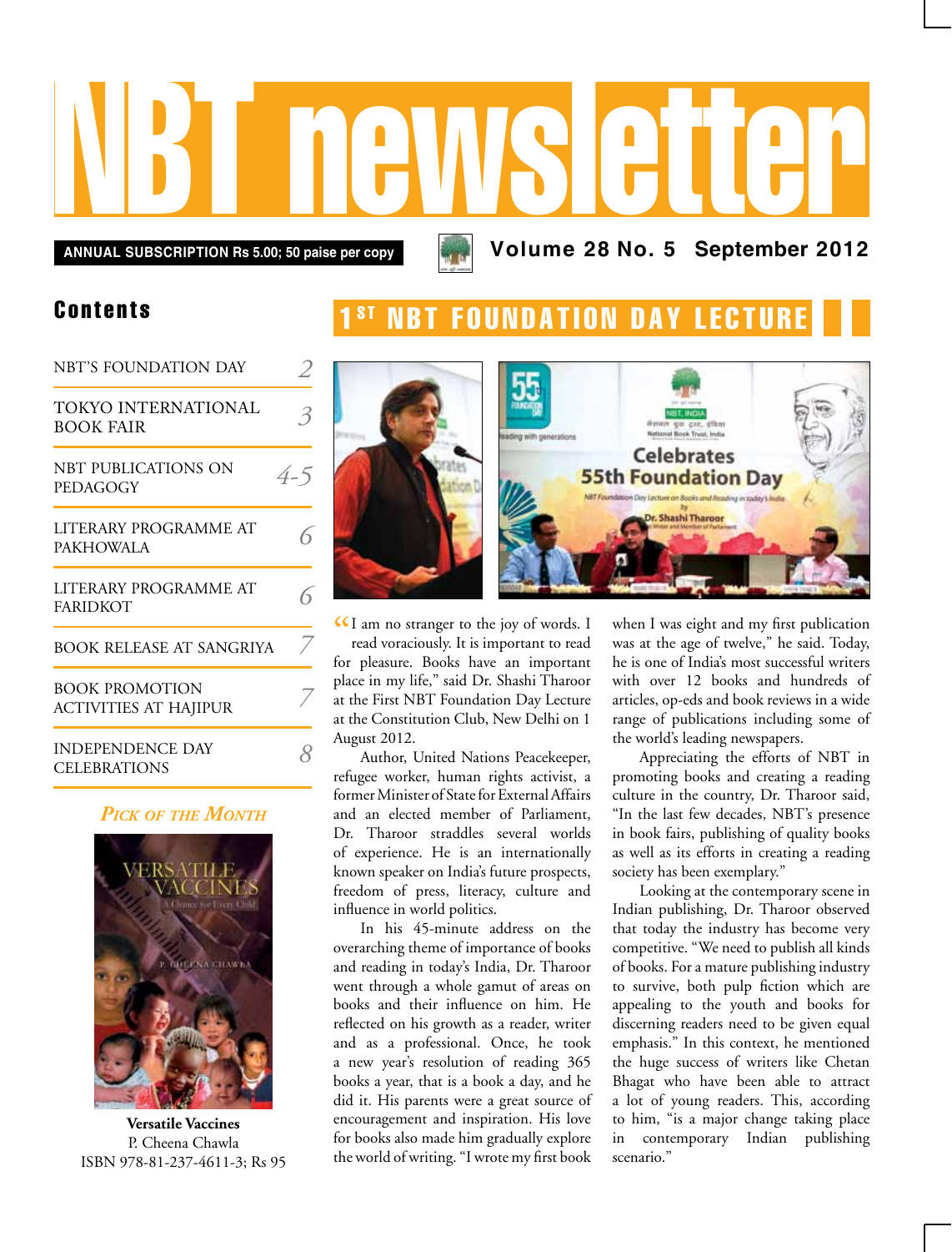# NBT newsletter

**ANNUAL SUBSCRIPTION Rs 5.00; 50 paise per copy**

**Volume 28 No. 5 September 2012**

## Contents

| | |
|---|---|
| NBT'S FOUNDATION DAY | 2 |
| TOKYO INTERNATIONAL BOOK FAIR | 3 |
| NBT PUBLICATIONS ON PEDAGOGY | 4-5 |
| LITERARY PROGRAMME AT PAKHOWALA | 6 |
| LITERARY PROGRAMME AT FARIDKOT | 6 |
| BOOK RELEASE AT SANGRIYA | 7 |
| BOOK PROMOTION ACTIVITIES AT HAJIPUR | 7 |
| INDEPENDENCE DAY CELEBRATIONS | 8 |

### *Pick of the Month*

**Versatile Vaccines**
P. Cheena Chawla
ISBN 978-81-237-4611-3; Rs 95

## 1ST NBT FOUNDATION DAY LECTURE

"I am no stranger to the joy of words. I read voraciously. It is important to read for pleasure. Books have an important place in my life," said Dr. Shashi Tharoor at the First NBT Foundation Day Lecture at the Constitution Club, New Delhi on 1 August 2012.

Author, United Nations Peacekeeper, refugee worker, human rights activist, a former Minister of State for External Affairs and an elected member of Parliament, Dr. Tharoor straddles several worlds of experience. He is an internationally known speaker on India's future prospects, freedom of press, literacy, culture and influence in world politics.

In his 45-minute address on the overarching theme of importance of books and reading in today's India, Dr. Tharoor went through a whole gamut of areas on books and their influence on him. He reflected on his growth as a reader, writer and as a professional. Once, he took a new year's resolution of reading 365 books a year, that is a book a day, and he did it. His parents were a great source of encouragement and inspiration. His love for books also made him gradually explore the world of writing. "I wrote my first book when I was eight and my first publication was at the age of twelve," he said. Today, he is one of India's most successful writers with over 12 books and hundreds of articles, op-eds and book reviews in a wide range of publications including some of the world's leading newspapers.

Appreciating the efforts of NBT in promoting books and creating a reading culture in the country, Dr. Tharoor said, "In the last few decades, NBT's presence in book fairs, publishing of quality books as well as its efforts in creating a reading society has been exemplary."

Looking at the contemporary scene in Indian publishing, Dr. Tharoor observed that today the industry has become very competitive. "We need to publish all kinds of books. For a mature publishing industry to survive, both pulp fiction which are appealing to the youth and books for discerning readers need to be given equal emphasis." In this context, he mentioned the huge success of writers like Chetan Bhagat who have been able to attract a lot of young readers. This, according to him, "is a major change taking place in contemporary Indian publishing scenario."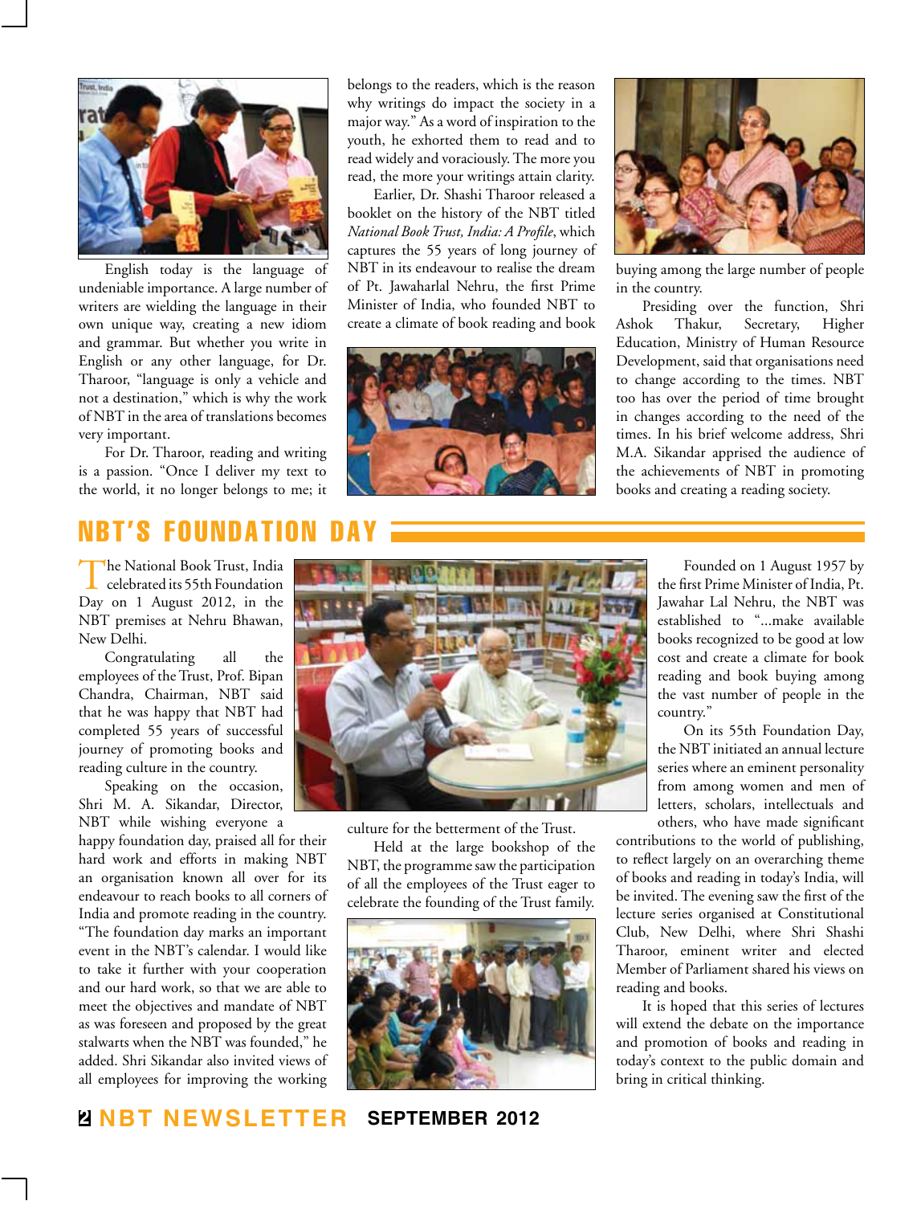English today is the language of undeniable importance. A large number of writers are wielding the language in their own unique way, creating a new idiom and grammar. But whether you write in English or any other language, for Dr. Tharoor, "language is only a vehicle and not a destination," which is why the work of NBT in the area of translations becomes very important.

For Dr. Tharoor, reading and writing is a passion. "Once I deliver my text to the world, it no longer belongs to me; it belongs to the readers, which is the reason why writings do impact the society in a major way." As a word of inspiration to the youth, he exhorted them to read and to read widely and voraciously. The more you read, the more your writings attain clarity.

Earlier, Dr. Shashi Tharoor released a booklet on the history of the NBT titled *National Book Trust, India: A Profile*, which captures the 55 years of long journey of NBT in its endeavour to realise the dream of Pt. Jawaharlal Nehru, the first Prime Minister of India, who founded NBT to create a climate of book reading and book buying among the large number of people in the country.

Presiding over the function, Shri Ashok Thakur, Secretary, Higher Education, Ministry of Human Resource Development, said that organisations need to change according to the times. NBT too has over the period of time brought in changes according to the need of the times. In his brief welcome address, Shri M.A. Sikandar apprised the audience of the achievements of NBT in promoting books and creating a reading society.

## NBT'S FOUNDATION DAY

The National Book Trust, India celebrated its 55th Foundation Day on 1 August 2012, in the NBT premises at Nehru Bhawan, New Delhi.

Congratulating all the employees of the Trust, Prof. Bipan Chandra, Chairman, NBT said that he was happy that NBT had completed 55 years of successful journey of promoting books and reading culture in the country.

Speaking on the occasion, Shri M. A. Sikandar, Director, NBT while wishing everyone a happy foundation day, praised all for their hard work and efforts in making NBT an organisation known all over for its endeavour to reach books to all corners of India and promote reading in the country. "The foundation day marks an important event in the NBT's calendar. I would like to take it further with your cooperation and our hard work, so that we are able to meet the objectives and mandate of NBT as was foreseen and proposed by the great stalwarts when the NBT was founded," he added. Shri Sikandar also invited views of all employees for improving the working culture for the betterment of the Trust.

Held at the large bookshop of the NBT, the programme saw the participation of all the employees of the Trust eager to celebrate the founding of the Trust family.

Founded on 1 August 1957 by the first Prime Minister of India, Pt. Jawahar Lal Nehru, the NBT was established to "...make available books recognized to be good at low cost and create a climate for book reading and book buying among the vast number of people in the country."

On its 55th Foundation Day, the NBT initiated an annual lecture series where an eminent personality from among women and men of letters, scholars, intellectuals and others, who have made significant contributions to the world of publishing, to reflect largely on an overarching theme of books and reading in today's India, will be invited. The evening saw the first of the lecture series organised at Constitutional Club, New Delhi, where Shri Shashi Tharoor, eminent writer and elected Member of Parliament shared his views on reading and books.

It is hoped that this series of lectures will extend the debate on the importance and promotion of books and reading in today's context to the public domain and bring in critical thinking.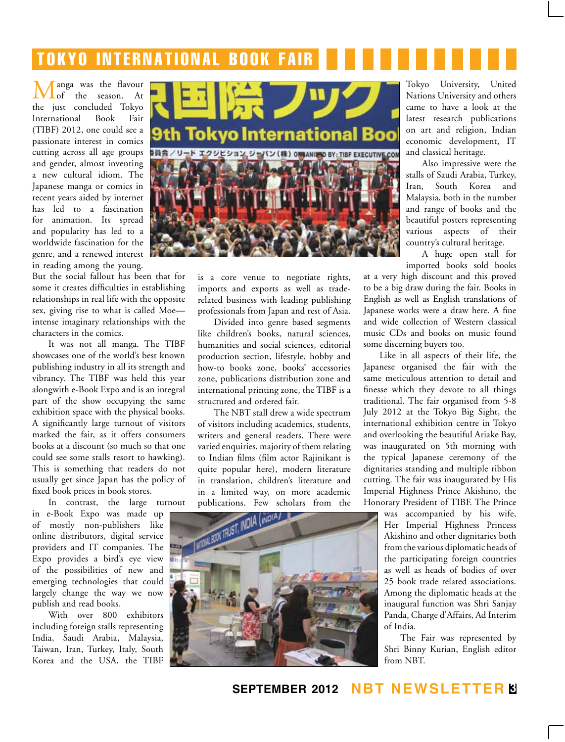# TOKYO INTERNATIONAL BOOK FAIR

Manga was the flavour of the season. At the just concluded Tokyo International Book Fair (TIBF) 2012, one could see a passionate interest in comics cutting across all age groups and gender, almost inventing a new cultural idiom. The Japanese manga or comics in recent years aided by internet has led to a fascination for animation. Its spread and popularity has led to a worldwide fascination for the genre, and a renewed interest in reading among the young. But the social fallout has been that for some it creates difficulties in establishing relationships in real life with the opposite sex, giving rise to what is called Moe—intense imaginary relationships with the characters in the comics.

It was not all manga. The TIBF showcases one of the world's best known publishing industry in all its strength and vibrancy. The TIBF was held this year alongwith e-Book Expo and is an integral part of the show occupying the same exhibition space with the physical books. A significantly large turnout of visitors marked the fair, as it offers consumers books at a discount (so much so that one could see some stalls resort to hawking). This is something that readers do not usually get since Japan has the policy of fixed book prices in book stores.

In contrast, the large turnout in e-Book Expo was made up of mostly non-publishers like online distributors, digital service providers and IT companies. The Expo provides a bird's eye view of the possibilities of new and emerging technologies that could largely change the way we now publish and read books.

With over 800 exhibitors including foreign stalls representing India, Saudi Arabia, Malaysia, Taiwan, Iran, Turkey, Italy, South Korea and the USA, the TIBF is a core venue to negotiate rights, imports and exports as well as trade-related business with leading publishing professionals from Japan and rest of Asia. Divided into genre based segments like children's books, natural sciences, humanities and social sciences, editorial production section, lifestyle, hobby and how-to books zone, books' accessories zone, publications distribution zone and international printing zone, the TIBF is a structured and ordered fair.

The NBT stall drew a wide spectrum of visitors including academics, students, writers and general readers. There were varied enquiries, majority of them relating to Indian films (film actor Rajinikant is quite popular here), modern literature in translation, children's literature and in a limited way, on more academic publications. Few scholars from the Tokyo University, United Nations University and others came to have a look at the latest research publications on art and religion, Indian economic development, IT and classical heritage.

Also impressive were the stalls of Saudi Arabia, Turkey, Iran, South Korea and Malaysia, both in the number and range of books and the beautiful posters representing various aspects of their country's cultural heritage.

A huge open stall for imported books sold books at a very high discount and this proved to be a big draw during the fair. Books in English as well as English translations of Japanese works were a draw here. A fine and wide collection of Western classical music CDs and books on music found some discerning buyers too.

Like in all aspects of their life, the Japanese organised the fair with the same meticulous attention to detail and finesse which they devote to all things traditional. The fair organised from 5-8 July 2012 at the Tokyo Big Sight, the international exhibition centre in Tokyo and overlooking the beautiful Ariake Bay, was inaugurated on 5th morning with the typical Japanese ceremony of the dignitaries standing and multiple ribbon cutting. The fair was inaugurated by His Imperial Highness Prince Akishino, the Honorary President of TIBF. The Prince was accompanied by his wife, Her Imperial Highness Princess Akishino and other dignitaries both from the various diplomatic heads of the participating foreign countries as well as heads of bodies of over 25 book trade related associations. Among the diplomatic heads at the inaugural function was Shri Sanjay Panda, Charge d'Affairs, Ad Interim of India.

The Fair was represented by Shri Binny Kurian, English editor from NBT.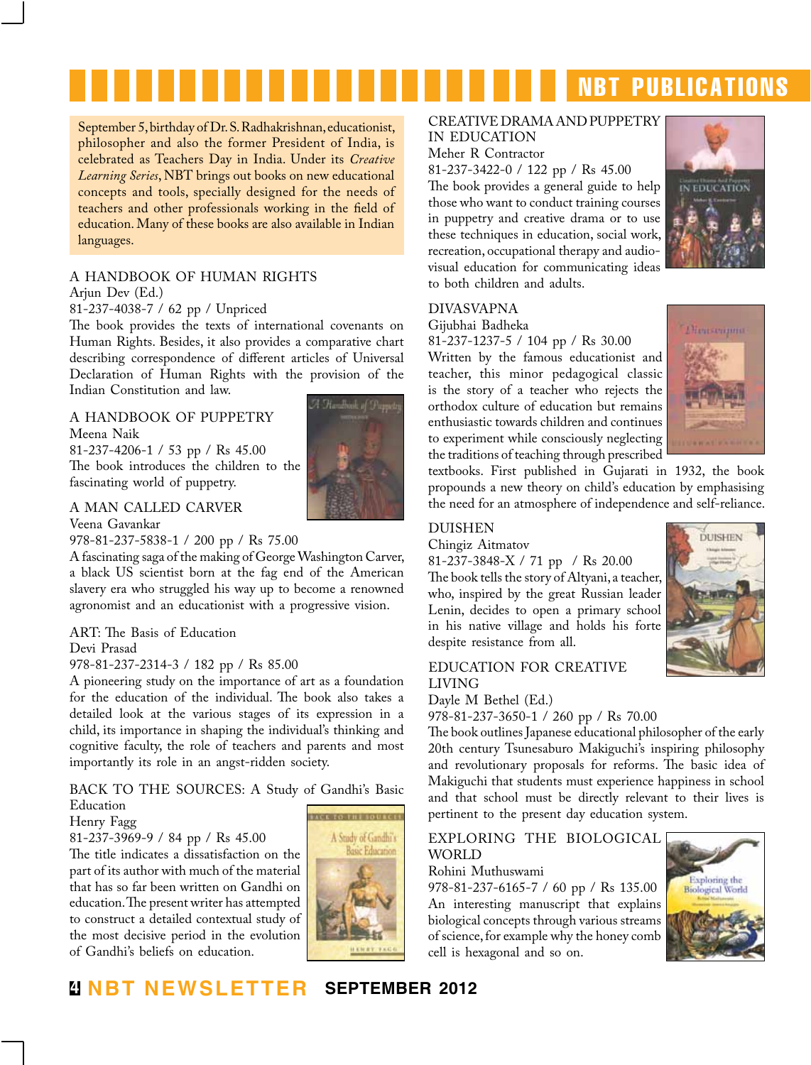# NBT PUBLICATIONS

September 5, birthday of Dr. S. Radhakrishnan, educationist, philosopher and also the former President of India, is celebrated as Teachers Day in India. Under its *Creative Learning Series*, NBT brings out books on new educational concepts and tools, specially designed for the needs of teachers and other professionals working in the field of education. Many of these books are also available in Indian languages.

## A HANDBOOK OF HUMAN RIGHTS

Arjun Dev (Ed.)
81-237-4038-7 / 62 pp / Unpriced

The book provides the texts of international covenants on Human Rights. Besides, it also provides a comparative chart describing correspondence of different articles of Universal Declaration of Human Rights with the provision of the Indian Constitution and law.

## A HANDBOOK OF PUPPETRY

Meena Naik
81-237-4206-1 / 53 pp / Rs 45.00

The book introduces the children to the fascinating world of puppetry.

## A MAN CALLED CARVER

Veena Gavankar
978-81-237-5838-1 / 200 pp / Rs 75.00

A fascinating saga of the making of George Washington Carver, a black US scientist born at the fag end of the American slavery era who struggled his way up to become a renowned agronomist and an educationist with a progressive vision.

## ART: The Basis of Education

Devi Prasad
978-81-237-2314-3 / 182 pp / Rs 85.00

A pioneering study on the importance of art as a foundation for the education of the individual. The book also takes a detailed look at the various stages of its expression in a child, its importance in shaping the individual's thinking and cognitive faculty, the role of teachers and parents and most importantly its role in an angst-ridden society.

## BACK TO THE SOURCES: A Study of Gandhi's Basic Education

Henry Fagg
81-237-3969-9 / 84 pp / Rs 45.00

The title indicates a dissatisfaction on the part of its author with much of the material that has so far been written on Gandhi on education. The present writer has attempted to construct a detailed contextual study of the most decisive period in the evolution of Gandhi's beliefs on education.

## CREATIVE DRAMA AND PUPPETRY IN EDUCATION

Meher R Contractor
81-237-3422-0 / 122 pp / Rs 45.00

The book provides a general guide to help those who want to conduct training courses in puppetry and creative drama or to use these techniques in education, social work, recreation, occupational therapy and audio-visual education for communicating ideas to both children and adults.

## DIVASVAPNA

Gijubhai Badheka
81-237-1237-5 / 104 pp / Rs 30.00

Written by the famous educationist and teacher, this minor pedagogical classic is the story of a teacher who rejects the orthodox culture of education but remains enthusiastic towards children and continues to experiment while consciously neglecting the traditions of teaching through prescribed textbooks. First published in Gujarati in 1932, the book propounds a new theory on child's education by emphasising the need for an atmosphere of independence and self-reliance.

## DUISHEN

Chingiz Aitmatov
81-237-3848-X / 71 pp / Rs 20.00

The book tells the story of Altyani, a teacher, who, inspired by the great Russian leader Lenin, decides to open a primary school in his native village and holds his forte despite resistance from all.

## EDUCATION FOR CREATIVE LIVING

Dayle M Bethel (Ed.)
978-81-237-3650-1 / 260 pp / Rs 70.00

The book outlines Japanese educational philosopher of the early 20th century Tsunesaburo Makiguchi's inspiring philosophy and revolutionary proposals for reforms. The basic idea of Makiguchi that students must experience happiness in school and that school must be directly relevant to their lives is pertinent to the present day education system.

## EXPLORING THE BIOLOGICAL WORLD

Rohini Muthuswami
978-81-237-6165-7 / 60 pp / Rs 135.00

An interesting manuscript that explains biological concepts through various streams of science, for example why the honey comb cell is hexagonal and so on.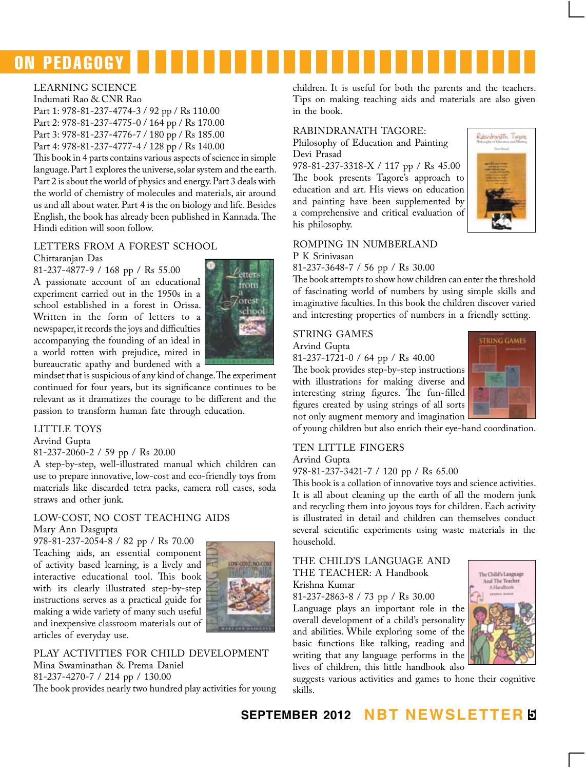# ON PEDAGOGY

### LEARNING SCIENCE

Indumati Rao & CNR Rao

Part 1: 978-81-237-4774-3 / 92 pp / Rs 110.00
Part 2: 978-81-237-4775-0 / 164 pp / Rs 170.00
Part 3: 978-81-237-4776-7 / 180 pp / Rs 185.00
Part 4: 978-81-237-4777-4 / 128 pp / Rs 140.00

This book in 4 parts contains various aspects of science in simple language. Part 1 explores the universe, solar system and the earth. Part 2 is about the world of physics and energy. Part 3 deals with the world of chemistry of molecules and materials, air around us and all about water. Part 4 is the on biology and life. Besides English, the book has already been published in Kannada. The Hindi edition will soon follow.

### LETTERS FROM A FOREST SCHOOL

Chittaranjan Das

81-237-4877-9 / 168 pp / Rs 55.00

A passionate account of an educational experiment carried out in the 1950s in a school established in a forest in Orissa. Written in the form of letters to a newspaper, it records the joys and difficulties accompanying the founding of an ideal in a world rotten with prejudice, mired in bureaucratic apathy and burdened with a mindset that is suspicious of any kind of change. The experiment continued for four years, but its significance continues to be relevant as it dramatizes the courage to be different and the passion to transform human fate through education.

### LITTLE TOYS

Arvind Gupta

81-237-2060-2 / 59 pp / Rs 20.00

A step-by-step, well-illustrated manual which children can use to prepare innovative, low-cost and eco-friendly toys from materials like discarded tetra packs, camera roll cases, soda straws and other junk.

### LOW-COST, NO COST TEACHING AIDS

Mary Ann Dasgupta

978-81-237-2054-8 / 82 pp / Rs 70.00

Teaching aids, an essential component of activity based learning, is a lively and interactive educational tool. This book with its clearly illustrated step-by-step instructions serves as a practical guide for making a wide variety of many such useful and inexpensive classroom materials out of articles of everyday use.

### PLAY ACTIVITIES FOR CHILD DEVELOPMENT

Mina Swaminathan & Prema Daniel

81-237-4270-7 / 214 pp / 130.00

The book provides nearly two hundred play activities for young children. It is useful for both the parents and the teachers. Tips on making teaching aids and materials are also given in the book.

### RABINDRANATH TAGORE: Philosophy of Education and Painting

Devi Prasad

978-81-237-3318-X / 117 pp / Rs 45.00

The book presents Tagore's approach to education and art. His views on education and painting have been supplemented by a comprehensive and critical evaluation of his philosophy.

### ROMPING IN NUMBERLAND

P K Srinivasan

81-237-3648-7 / 56 pp / Rs 30.00

The book attempts to show how children can enter the threshold of fascinating world of numbers by using simple skills and imaginative faculties. In this book the children discover varied and interesting properties of numbers in a friendly setting.

### STRING GAMES

Arvind Gupta

81-237-1721-0 / 64 pp / Rs 40.00

The book provides step-by-step instructions with illustrations for making diverse and interesting string figures. The fun-filled figures created by using strings of all sorts not only augment memory and imagination of young children but also enrich their eye-hand coordination.

### TEN LITTLE FINGERS

Arvind Gupta

978-81-237-3421-7 / 120 pp / Rs 65.00

This book is a collation of innovative toys and science activities. It is all about cleaning up the earth of all the modern junk and recycling them into joyous toys for children. Each activity is illustrated in detail and children can themselves conduct several scientific experiments using waste materials in the household.

### THE CHILD'S LANGUAGE AND THE TEACHER: A Handbook

Krishna Kumar

81-237-2863-8 / 73 pp / Rs 30.00

Language plays an important role in the overall development of a child's personality and abilities. While exploring some of the basic functions like talking, reading and writing that any language performs in the lives of children, this little handbook also suggests various activities and games to hone their cognitive skills.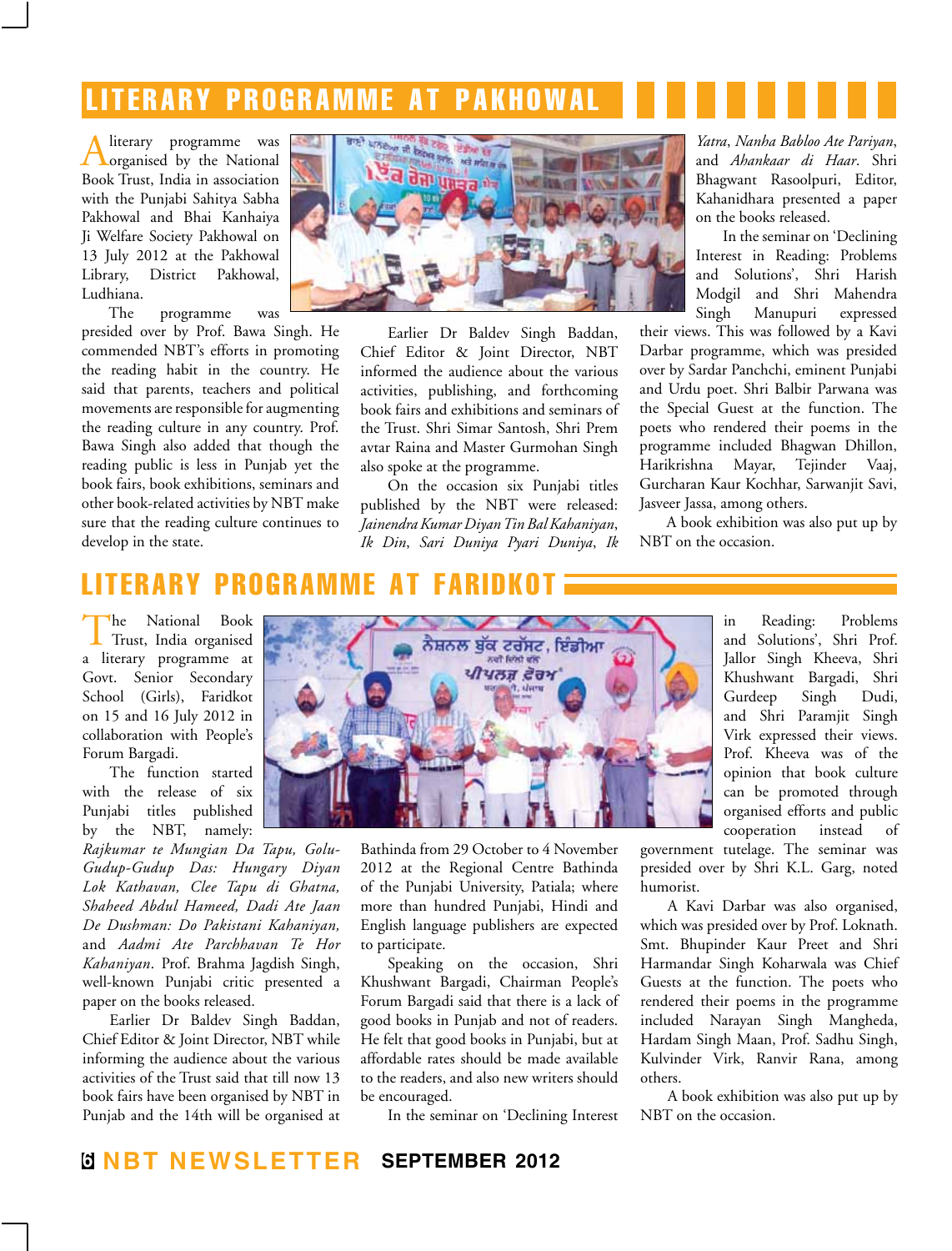## LITERARY PROGRAMME AT PAKHOWAL

A literary programme was organised by the National Book Trust, India in association with the Punjabi Sahitya Sabha Pakhowal and Bhai Kanhaiya Ji Welfare Society Pakhowal on 13 July 2012 at the Pakhowal Library, District Pakhowal, Ludhiana.

The programme was presided over by Prof. Bawa Singh. He commended NBT's efforts in promoting the reading habit in the country. He said that parents, teachers and political movements are responsible for augmenting the reading culture in any country. Prof. Bawa Singh also added that though the reading public is less in Punjab yet the book fairs, book exhibitions, seminars and other book-related activities by NBT make sure that the reading culture continues to develop in the state.

Earlier Dr Baldev Singh Baddan, Chief Editor & Joint Director, NBT informed the audience about the various activities, publishing, and forthcoming book fairs and exhibitions and seminars of the Trust. Shri Simar Santosh, Shri Prem avtar Raina and Master Gurmohan Singh also spoke at the programme.

On the occasion six Punjabi titles published by the NBT were released: *Jainendra Kumar Diyan Tin Bal Kahaniyan*, *Ik Din*, *Sari Duniya Pyari Duniya*, *Ik Yatra*, *Nanha Babloo Ate Pariyan*, and *Ahankaar di Haar*. Shri Bhagwant Rasoolpuri, Editor, Kahanidhara presented a paper on the books released.

In the seminar on 'Declining Interest in Reading: Problems and Solutions', Shri Harish Modgil and Shri Mahendra Singh Manupuri expressed their views. This was followed by a Kavi Darbar programme, which was presided over by Sardar Panchchi, eminent Punjabi and Urdu poet. Shri Balbir Parwana was the Special Guest at the function. The poets who rendered their poems in the programme included Bhagwan Dhillon, Harikrishna Mayar, Tejinder Vaaj, Gurcharan Kaur Kochhar, Sarwanjit Savi, Jasveer Jassa, among others.

A book exhibition was also put up by NBT on the occasion.

## LITERARY PROGRAMME AT FARIDKOT

The National Book Trust, India organised a literary programme at Govt. Senior Secondary School (Girls), Faridkot on 15 and 16 July 2012 in collaboration with People's Forum Bargadi.

The function started with the release of six Punjabi titles published by the NBT, namely: *Rajkumar te Mungian Da Tapu, Golu-Gudup-Gudup Das: Hungary Diyan Lok Kathavan, Clee Tapu di Ghatna, Shaheed Abdul Hameed, Dadi Ate Jaan De Dushman: Do Pakistani Kahaniyan,* and *Aadmi Ate Parchhavan Te Hor Kahaniyan*. Prof. Brahma Jagdish Singh, well-known Punjabi critic presented a paper on the books released.

Earlier Dr Baldev Singh Baddan, Chief Editor & Joint Director, NBT while informing the audience about the various activities of the Trust said that till now 13 book fairs have been organised by NBT in Punjab and the 14th will be organised at Bathinda from 29 October to 4 November 2012 at the Regional Centre Bathinda of the Punjabi University, Patiala; where more than hundred Punjabi, Hindi and English language publishers are expected to participate.

Speaking on the occasion, Shri Khushwant Bargadi, Chairman People's Forum Bargadi said that there is a lack of good books in Punjab and not of readers. He felt that good books in Punjabi, but at affordable rates should be made available to the readers, and also new writers should be encouraged.

In the seminar on 'Declining Interest in Reading: Problems and Solutions', Shri Prof. Jallor Singh Kheeva, Shri Khushwant Bargadi, Shri Gurdeep Singh Dudi, and Shri Paramjit Singh Virk expressed their views. Prof. Kheeva was of the opinion that book culture can be promoted through organised efforts and public cooperation instead of government tutelage. The seminar was presided over by Shri K.L. Garg, noted humorist.

A Kavi Darbar was also organised, which was presided over by Prof. Loknath. Smt. Bhupinder Kaur Preet and Shri Harmandar Singh Koharwala was Chief Guests at the function. The poets who rendered their poems in the programme included Narayan Singh Mangheda, Hardam Singh Maan, Prof. Sadhu Singh, Kulvinder Virk, Ranvir Rana, among others.

A book exhibition was also put up by NBT on the occasion.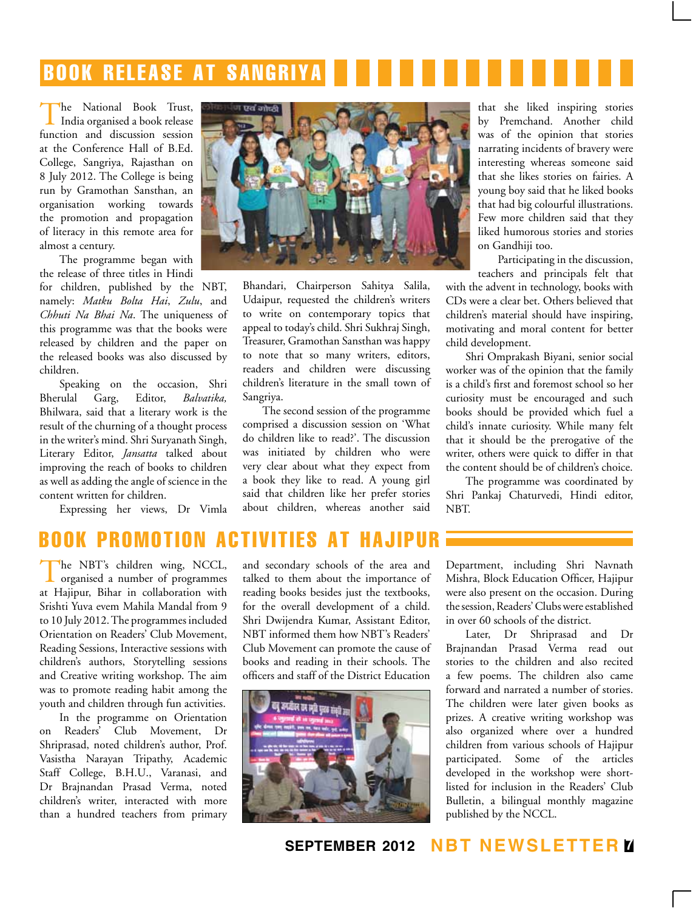## BOOK RELEASE AT SANGRIYA

The National Book Trust, India organised a book release function and discussion session at the Conference Hall of B.Ed. College, Sangriya, Rajasthan on 8 July 2012. The College is being run by Gramothan Sansthan, an organisation working towards the promotion and propagation of literacy in this remote area for almost a century.

The programme began with the release of three titles in Hindi for children, published by the NBT, namely: *Matku Bolta Hai*, *Zulu*, and *Chhuti Na Bhai Na*. The uniqueness of this programme was that the books were released by children and the paper on the released books was also discussed by children.

Speaking on the occasion, Shri Bherulal Garg, Editor, *Balvatika,* Bhilwara, said that a literary work is the result of the churning of a thought process in the writer's mind. Shri Suryanath Singh, Literary Editor, *Jansatta* talked about improving the reach of books to children as well as adding the angle of science in the content written for children.

Expressing her views, Dr Vimla Bhandari, Chairperson Sahitya Salila, Udaipur, requested the children's writers to write on contemporary topics that appeal to today's child. Shri Sukhraj Singh, Treasurer, Gramothan Sansthan was happy to note that so many writers, editors, readers and children were discussing children's literature in the small town of Sangriya.

The second session of the programme comprised a discussion session on 'What do children like to read?'. The discussion was initiated by children who were very clear about what they expect from a book they like to read. A young girl said that children like her prefer stories about children, whereas another said that she liked inspiring stories by Premchand. Another child was of the opinion that stories narrating incidents of bravery were interesting whereas someone said that she likes stories on fairies. A young boy said that he liked books that had big colourful illustrations. Few more children said that they liked humorous stories and stories on Gandhiji too.

Participating in the discussion, teachers and principals felt that with the advent in technology, books with CDs were a clear bet. Others believed that children's material should have inspiring, motivating and moral content for better child development.

Shri Omprakash Biyani, senior social worker was of the opinion that the family is a child's first and foremost school so her curiosity must be encouraged and such books should be provided which fuel a child's innate curiosity. While many felt that it should be the prerogative of the writer, others were quick to differ in that the content should be of children's choice.

The programme was coordinated by Shri Pankaj Chaturvedi, Hindi editor, NBT.

## BOOK PROMOTION ACTIVITIES AT HAJIPUR

The NBT's children wing, NCCL, organised a number of programmes at Hajipur, Bihar in collaboration with Srishti Yuva evem Mahila Mandal from 9 to 10 July 2012. The programmes included Orientation on Readers' Club Movement, Reading Sessions, Interactive sessions with children's authors, Storytelling sessions and Creative writing workshop. The aim was to promote reading habit among the youth and children through fun activities.

In the programme on Orientation on Readers' Club Movement, Dr Shriprasad, noted children's author, Prof. Vasistha Narayan Tripathy, Academic Staff College, B.H.U., Varanasi, and Dr Brajnandan Prasad Verma, noted children's writer, interacted with more than a hundred teachers from primary and secondary schools of the area and talked to them about the importance of reading books besides just the textbooks, for the overall development of a child. Shri Dwijendra Kumar, Assistant Editor, NBT informed them how NBT's Readers' Club Movement can promote the cause of books and reading in their schools. The officers and staff of the District Education Department, including Shri Navnath Mishra, Block Education Officer, Hajipur were also present on the occasion. During the session, Readers' Clubs were established in over 60 schools of the district.

Later, Dr Shriprasad and Dr Brajnandan Prasad Verma read out stories to the children and also recited a few poems. The children also came forward and narrated a number of stories. The children were later given books as prizes. A creative writing workshop was also organized where over a hundred children from various schools of Hajipur participated. Some of the articles developed in the workshop were short-listed for inclusion in the Readers' Club Bulletin, a bilingual monthly magazine published by the NCCL.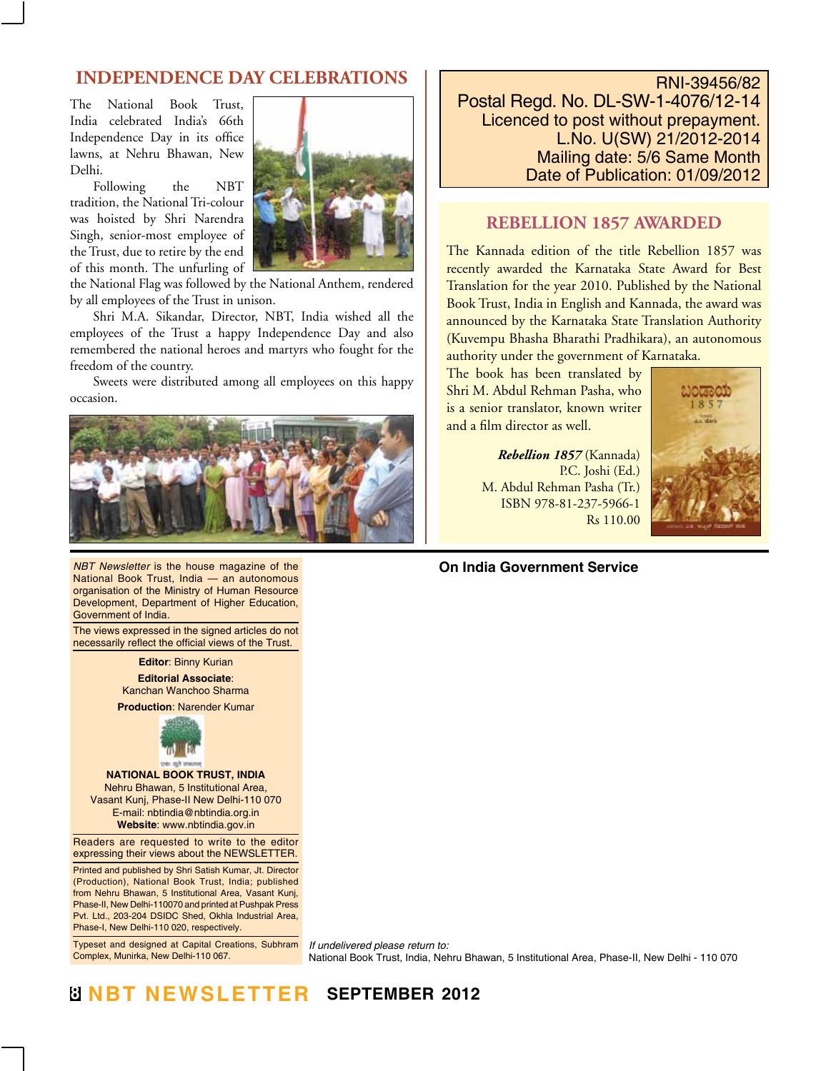## INDEPENDENCE DAY CELEBRATIONS

The National Book Trust, India celebrated India's 66th Independence Day in its office lawns, at Nehru Bhawan, New Delhi.

Following the NBT tradition, the National Tri-colour was hoisted by Shri Narendra Singh, senior-most employee of the Trust, due to retire by the end of this month. The unfurling of the National Flag was followed by the National Anthem, rendered by all employees of the Trust in unison.

Shri M.A. Sikandar, Director, NBT, India wished all the employees of the Trust a happy Independence Day and also remembered the national heroes and martyrs who fought for the freedom of the country.

Sweets were distributed among all employees on this happy occasion.

RNI-39456/82
Postal Regd. No. DL-SW-1-4076/12-14
Licenced to post without prepayment.
L.No. U(SW) 21/2012-2014
Mailing date: 5/6 Same Month
Date of Publication: 01/09/2012

## REBELLION 1857 AWARDED

The Kannada edition of the title Rebellion 1857 was recently awarded the Karnataka State Award for Best Translation for the year 2010. Published by the National Book Trust, India in English and Kannada, the award was announced by the Karnataka State Translation Authority (Kuvempu Bhasha Bharathi Pradhikara), an autonomous authority under the government of Karnataka.

The book has been translated by Shri M. Abdul Rehman Pasha, who is a senior translator, known writer and a film director as well.

***Rebellion 1857*** (Kannada)
P.C. Joshi (Ed.)
M. Abdul Rehman Pasha (Tr.)
ISBN 978-81-237-5966-1
Rs 110.00

*NBT Newsletter* is the house magazine of the National Book Trust, India — an autonomous organisation of the Ministry of Human Resource Development, Department of Higher Education, Government of India.

The views expressed in the signed articles do not necessarily reflect the official views of the Trust.

**Editor**: Binny Kurian

**Editorial Associate**:
Kanchan Wanchoo Sharma

**Production**: Narender Kumar

**NATIONAL BOOK TRUST, INDIA**
Nehru Bhawan, 5 Institutional Area,
Vasant Kunj, Phase-II New Delhi-110 070
E-mail: nbtindia@nbtindia.org.in
**Website**: www.nbtindia.gov.in

Readers are requested to write to the editor expressing their views about the NEWSLETTER.

Printed and published by Shri Satish Kumar, Jt. Director (Production), National Book Trust, India; published from Nehru Bhawan, 5 Institutional Area, Vasant Kunj, Phase-II, New Delhi-110070 and printed at Pushpak Press Pvt. Ltd., 203-204 DSIDC Shed, Okhla Industrial Area, Phase-I, New Delhi-110 020, respectively.

Typeset and designed at Capital Creations, Subhram Complex, Munirka, New Delhi-110 067.

**On India Government Service**

*If undelivered please return to:*
National Book Trust, India, Nehru Bhawan, 5 Institutional Area, Phase-II, New Delhi - 110 070